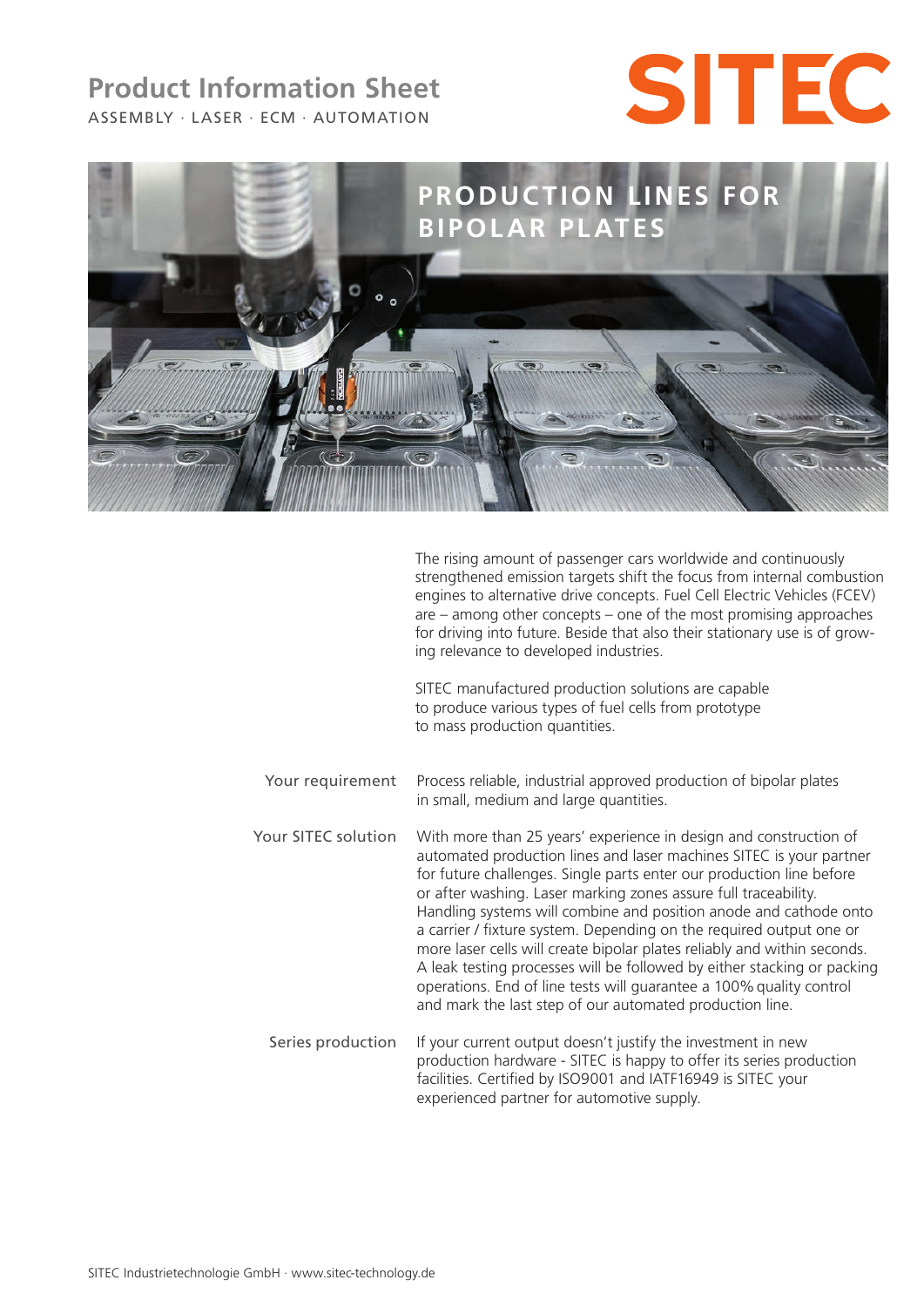# Product Information Sheet

ASSEMBLY · LASER · ECM · AUTOMATION

SITEC

## PRODUCTION LINES FOR BIPOLAR PLATES

The rising amount of passenger cars worldwide and continuously strengthened emission targets shift the focus from internal combustion engines to alternative drive concepts. Fuel Cell Electric Vehicles (FCEV) are – among other concepts – one of the most promising approaches for driving into future. Beside that also their stationary use is of growing relevance to developed industries.

SITEC manufactured production solutions are capable to produce various types of fuel cells from prototype to mass production quantities.

**Your requirement**

Process reliable, industrial approved production of bipolar plates in small, medium and large quantities.

**Your SITEC solution**

With more than 25 years' experience in design and construction of automated production lines and laser machines SITEC is your partner for future challenges. Single parts enter our production line before or after washing. Laser marking zones assure full traceability. Handling systems will combine and position anode and cathode onto a carrier / fixture system. Depending on the required output one or more laser cells will create bipolar plates reliably and within seconds. A leak testing processes will be followed by either stacking or packing operations. End of line tests will guarantee a 100% quality control and mark the last step of our automated production line.

**Series production**

If your current output doesn't justify the investment in new production hardware - SITEC is happy to offer its series production facilities. Certified by ISO9001 and IATF16949 is SITEC your experienced partner for automotive supply.

SITEC Industrietechnologie GmbH · www.sitec-technology.de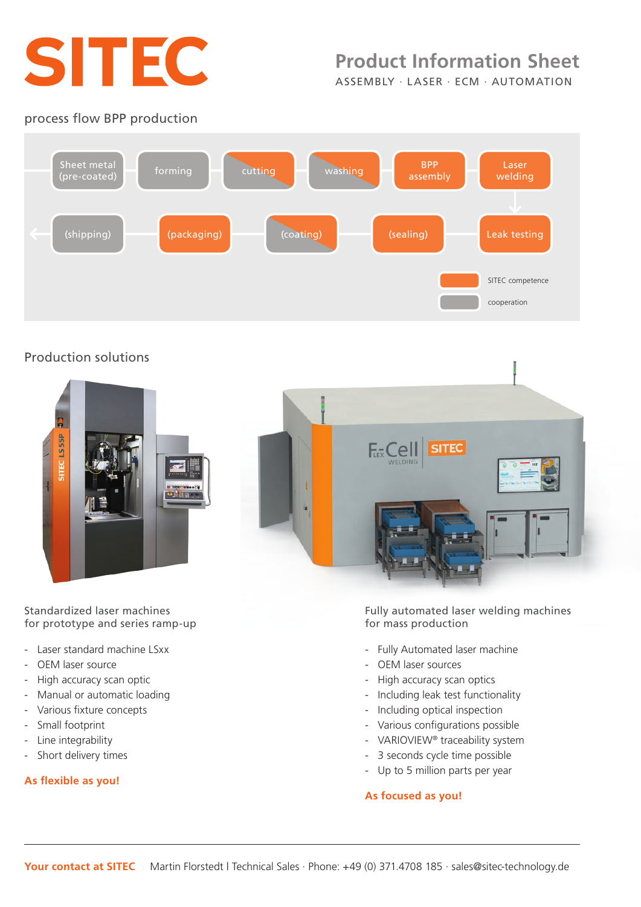# SITEC

## Product Information Sheet

ASSEMBLY · LASER · ECM · AUTOMATION

### process flow BPP production

Sheet metal (pre-coated)

forming

cutting

washing

BPP assembly

Laser welding

Leak testing

(sealing)

(coating)

(packaging)

(shipping)

SITEC competence

cooperation

### Production solutions

Standardized laser machines
for prototype and series ramp-up

- Laser standard machine LSxx
- OEM laser source
- High accuracy scan optic
- Manual or automatic loading
- Various fixture concepts
- Small footprint
- Line integrability
- Short delivery times

**As flexible as you!**

Fully automated laser welding machines
for mass production

- Fully Automated laser machine
- OEM laser sources
- High accuracy scan optics
- Including leak test functionality
- Including optical inspection
- Various configurations possible
- VARIOVIEW® traceability system
- 3 seconds cycle time possible
- Up to 5 million parts per year

**As focused as you!**

---

**Your contact at SITEC** Martin Florstedt I Technical Sales · Phone: +49 (0) 371.4708 185 · sales@sitec-technology.de